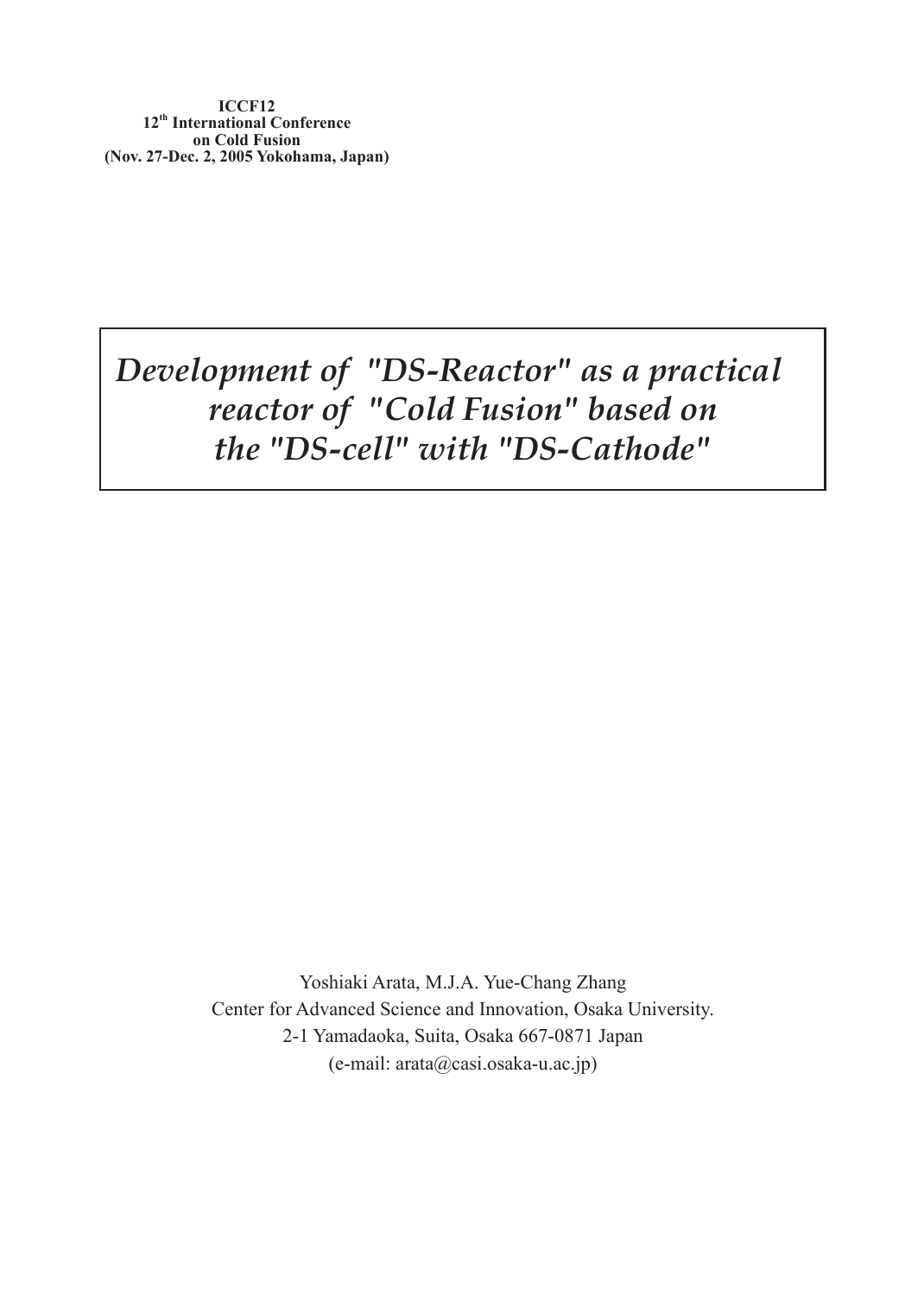**ICCF12**
**12th International Conference on Cold Fusion**
**(Nov. 27-Dec. 2, 2005 Yokohama, Japan)**

# *Development of "DS-Reactor" as a practical reactor of "Cold Fusion" based on the "DS-cell" with "DS-Cathode"*

Yoshiaki Arata, M.J.A. Yue-Chang Zhang
Center for Advanced Science and Innovation, Osaka University.
2-1 Yamadaoka, Suita, Osaka 667-0871 Japan
(e-mail: arata@casi.osaka-u.ac.jp)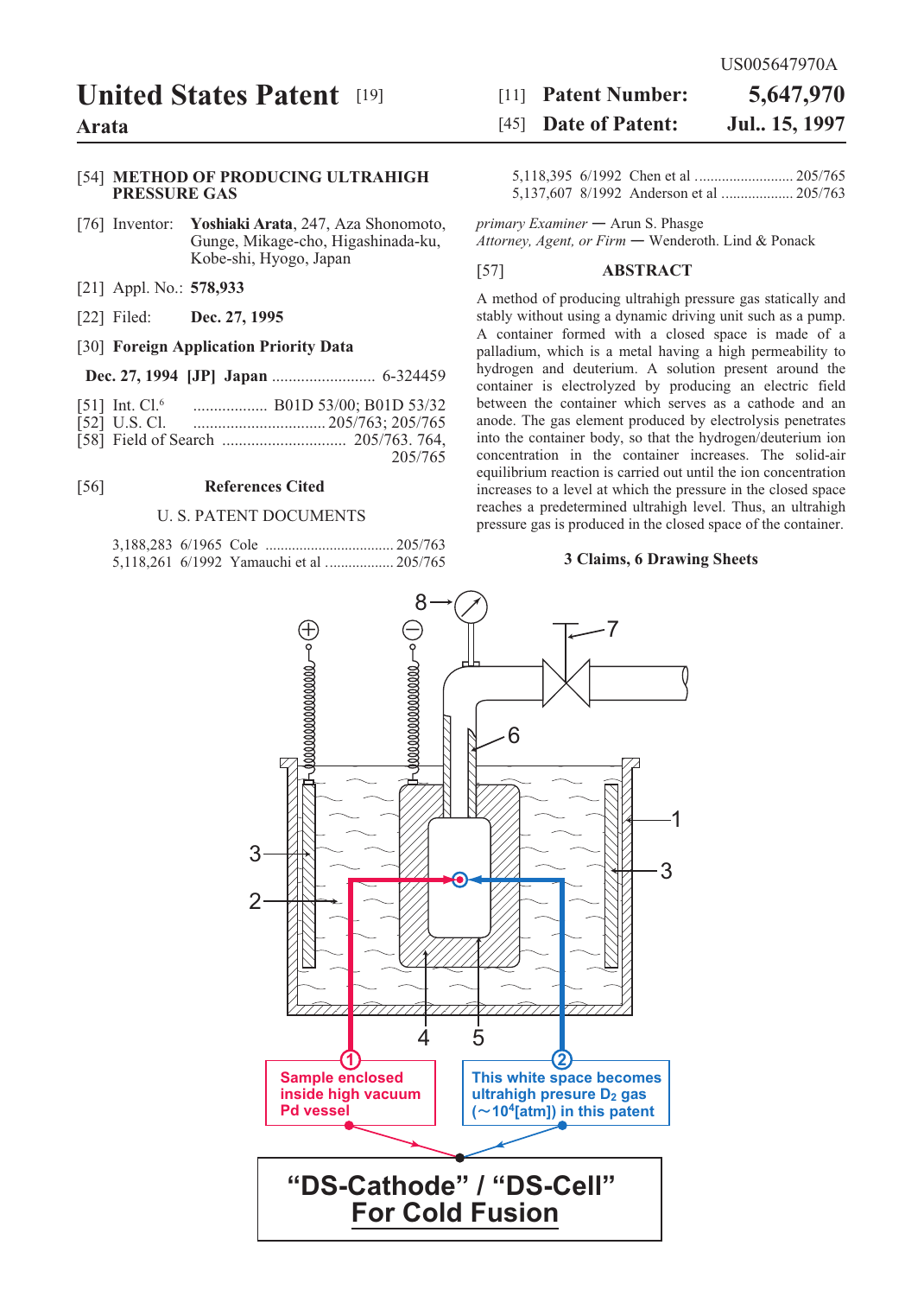US005647970A

# United States Patent [19]

**Arata**

[11] **Patent Number: 5,647,970**

[45] **Date of Patent: Jul.. 15, 1997**

[54] **METHOD OF PRODUCING ULTRAHIGH PRESSURE GAS**

[76] Inventor: **Yoshiaki Arata**, 247, Aza Shonomoto, Gunge, Mikage-cho, Higashinada-ku, Kobe-shi, Hyogo, Japan

[21] Appl. No.: **578,933**

[22] Filed: **Dec. 27, 1995**

[30] **Foreign Application Priority Data**

**Dec. 27, 1994 [JP] Japan** ......................... 6-324459

[51] Int. Cl.[6] .................. B01D 53/00; B01D 53/32

[52] U.S. Cl. ................................ 205/763; 205/765

[58] Field of Search .............................. 205/763. 764, 205/765

[56] **References Cited**

U. S. PATENT DOCUMENTS

3,188,283 6/1965 Cole .................................. 205/763

5,118,261 6/1992 Yamauchi et al .................. 205/765

5,118,395 6/1992 Chen et al .......................... 205/765

5,137,607 8/1992 Anderson et al ................... 205/763

*primary Examiner* — Arun S. Phasge

*Attorney, Agent, or Firm* — Wenderoth. Lind & Ponack

[57] **ABSTRACT**

A method of producing ultrahigh pressure gas statically and stably without using a dynamic driving unit such as a pump. A container formed with a closed space is made of a palladium, which is a metal having a high permeability to hydrogen and deuterium. A solution present around the container is electrolyzed by producing an electric field between the container which serves as a cathode and an anode. The gas element produced by electrolysis penetrates into the container body, so that the hydrogen/deuterium ion concentration in the container increases. The solid-air equilibrium reaction is carried out until the ion concentration increases to a level at which the pressure in the closed space reaches a predetermined ultrahigh level. Thus, an ultrahigh pressure gas is produced in the closed space of the container.

**3 Claims, 6 Drawing Sheets**

① Sample enclosed inside high vacuum Pd vessel

② This white space becomes ultrahigh presure $D_2$ gas ($\sim 10^4$[atm]) in this patent

**"DS-Cathode" / "DS-Cell" For Cold Fusion**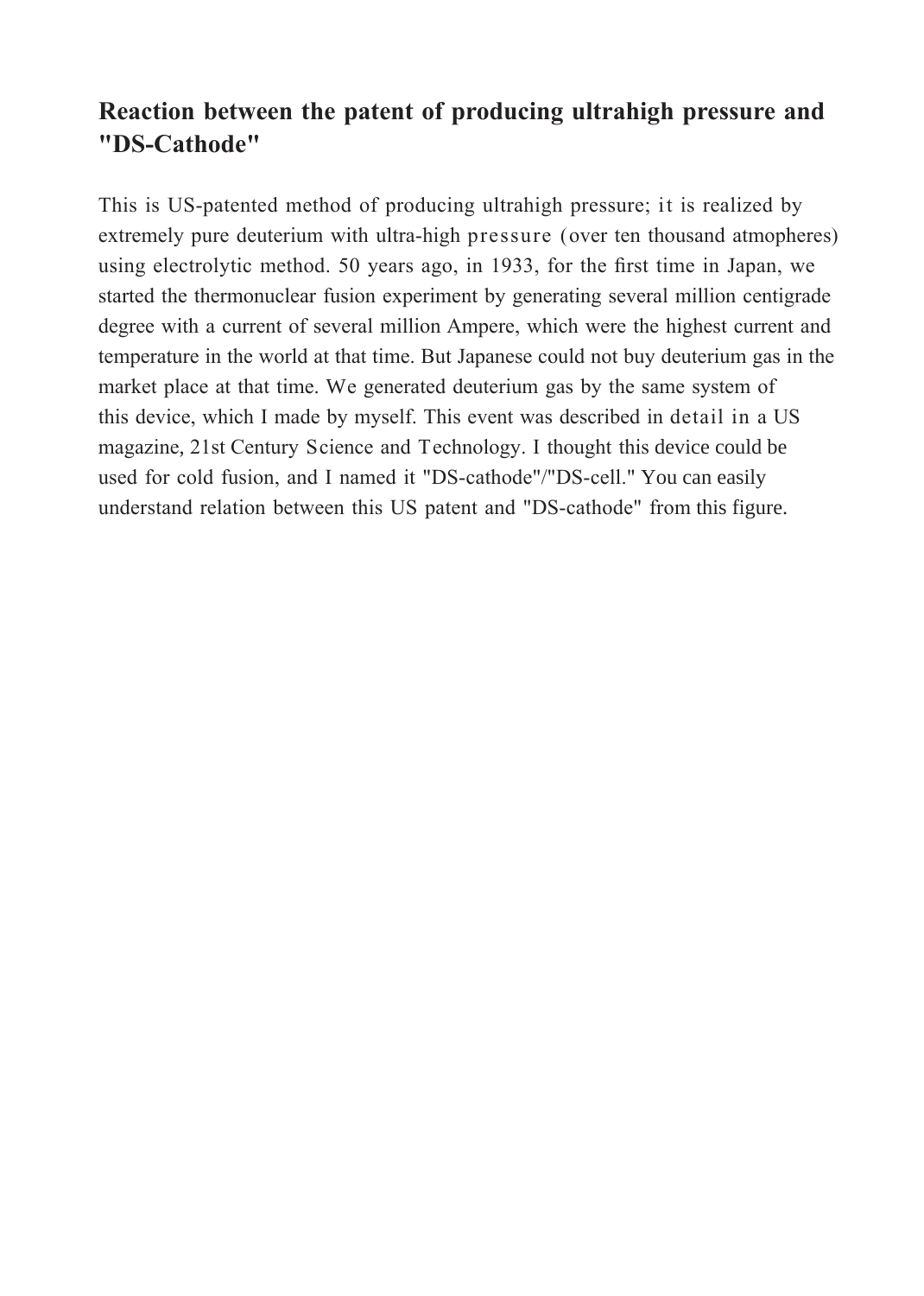## Reaction between the patent of producing ultrahigh pressure and "DS-Cathode"

This is US-patented method of producing ultrahigh pressure; it is realized by extremely pure deuterium with ultra-high pressure (over ten thousand atmopheres) using electrolytic method. 50 years ago, in 1933, for the first time in Japan, we started the thermonuclear fusion experiment by generating several million centigrade degree with a current of several million Ampere, which were the highest current and temperature in the world at that time. But Japanese could not buy deuterium gas in the market place at that time. We generated deuterium gas by the same system of this device, which I made by myself. This event was described in detail in a US magazine, 21st Century Science and Technology. I thought this device could be used for cold fusion, and I named it "DS-cathode"/"DS-cell." You can easily understand relation between this US patent and "DS-cathode" from this figure.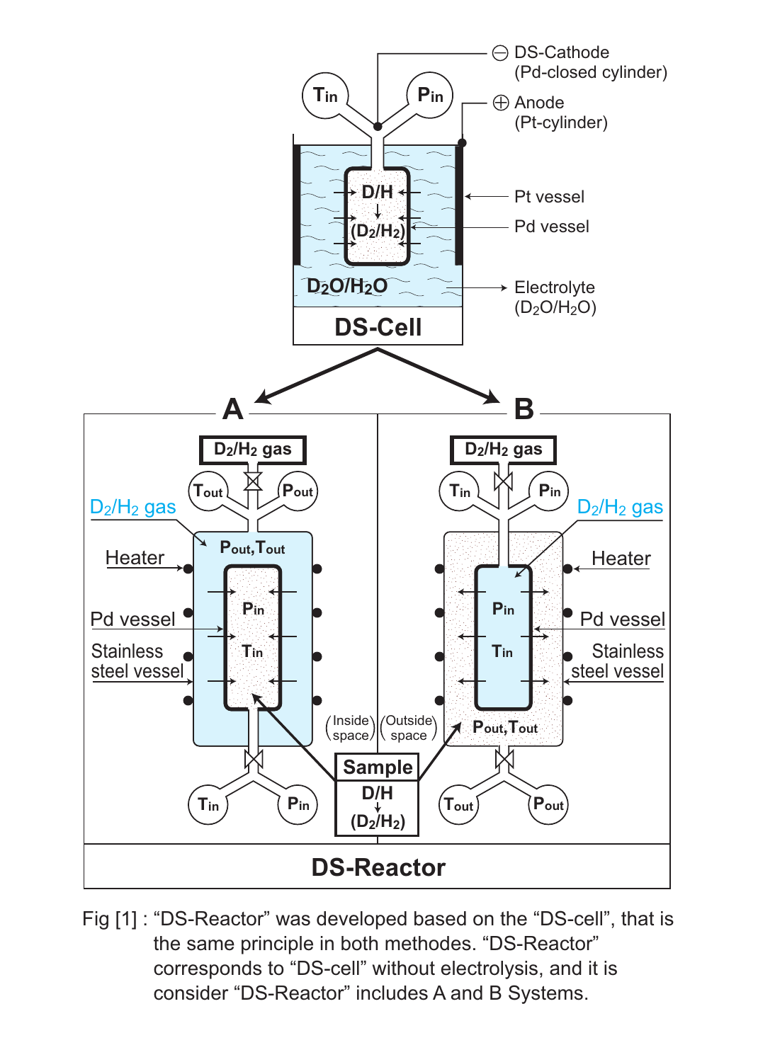Fig [1] : “DS-Reactor” was developed based on the “DS-cell”, that is the same principle in both methodes. “DS-Reactor” corresponds to “DS-cell” without electrolysis, and it is consider “DS-Reactor” includes A and B Systems.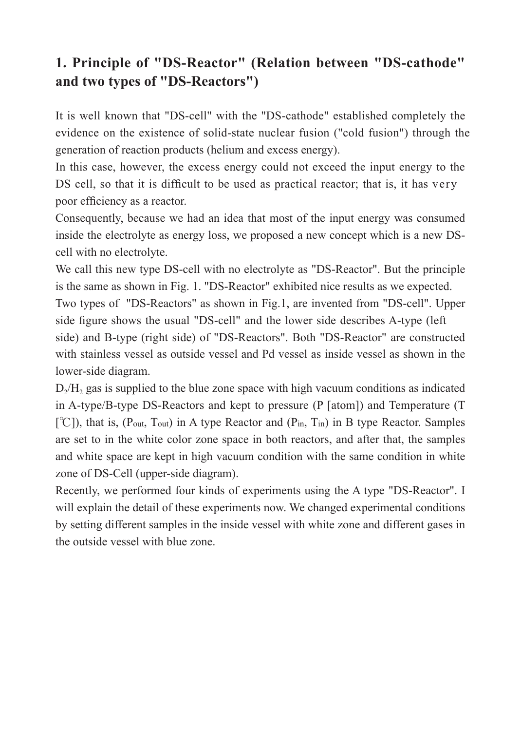## 1. Principle of "DS-Reactor" (Relation between "DS-cathode" and two types of "DS-Reactors")

It is well known that "DS-cell" with the "DS-cathode" established completely the evidence on the existence of solid-state nuclear fusion ("cold fusion") through the generation of reaction products (helium and excess energy).

In this case, however, the excess energy could not exceed the input energy to the DS cell, so that it is difficult to be used as practical reactor; that is, it has very poor efficiency as a reactor.

Consequently, because we had an idea that most of the input energy was consumed inside the electrolyte as energy loss, we proposed a new concept which is a new DS-cell with no electrolyte.

We call this new type DS-cell with no electrolyte as "DS-Reactor". But the principle is the same as shown in Fig. 1. "DS-Reactor" exhibited nice results as we expected.

Two types of "DS-Reactors" as shown in Fig.1, are invented from "DS-cell". Upper side figure shows the usual "DS-cell" and the lower side describes A-type (left side) and B-type (right side) of "DS-Reactors". Both "DS-Reactor" are constructed with stainless vessel as outside vessel and Pd vessel as inside vessel as shown in the lower-side diagram.

$D_2/H_2$ gas is supplied to the blue zone space with high vacuum conditions as indicated in A-type/B-type DS-Reactors and kept to pressure (P [atom]) and Temperature (T [℃]), that is, ($P_{out}$, $T_{out}$) in A type Reactor and ($P_{in}$, $T_{in}$) in B type Reactor. Samples are set to in the white color zone space in both reactors, and after that, the samples and white space are kept in high vacuum condition with the same condition in white zone of DS-Cell (upper-side diagram).

Recently, we performed four kinds of experiments using the A type "DS-Reactor". I will explain the detail of these experiments now. We changed experimental conditions by setting different samples in the inside vessel with white zone and different gases in the outside vessel with blue zone.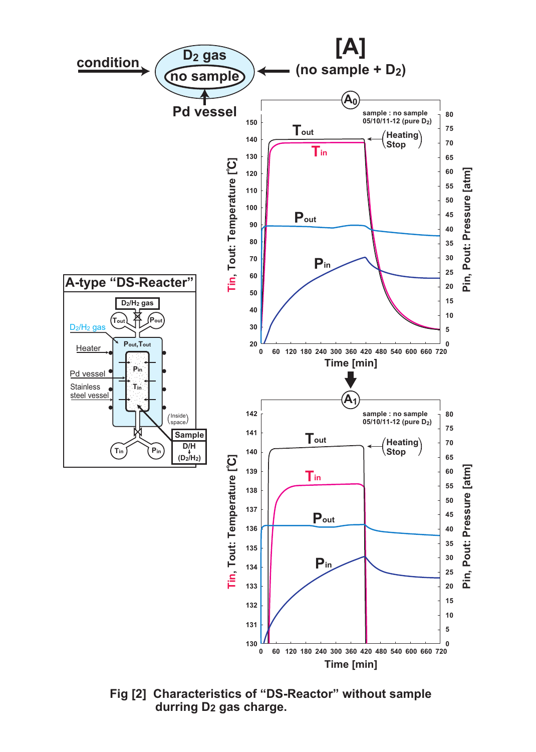Fig [2] Characteristics of "DS-Reactor" without sample durring $D_2$ gas charge.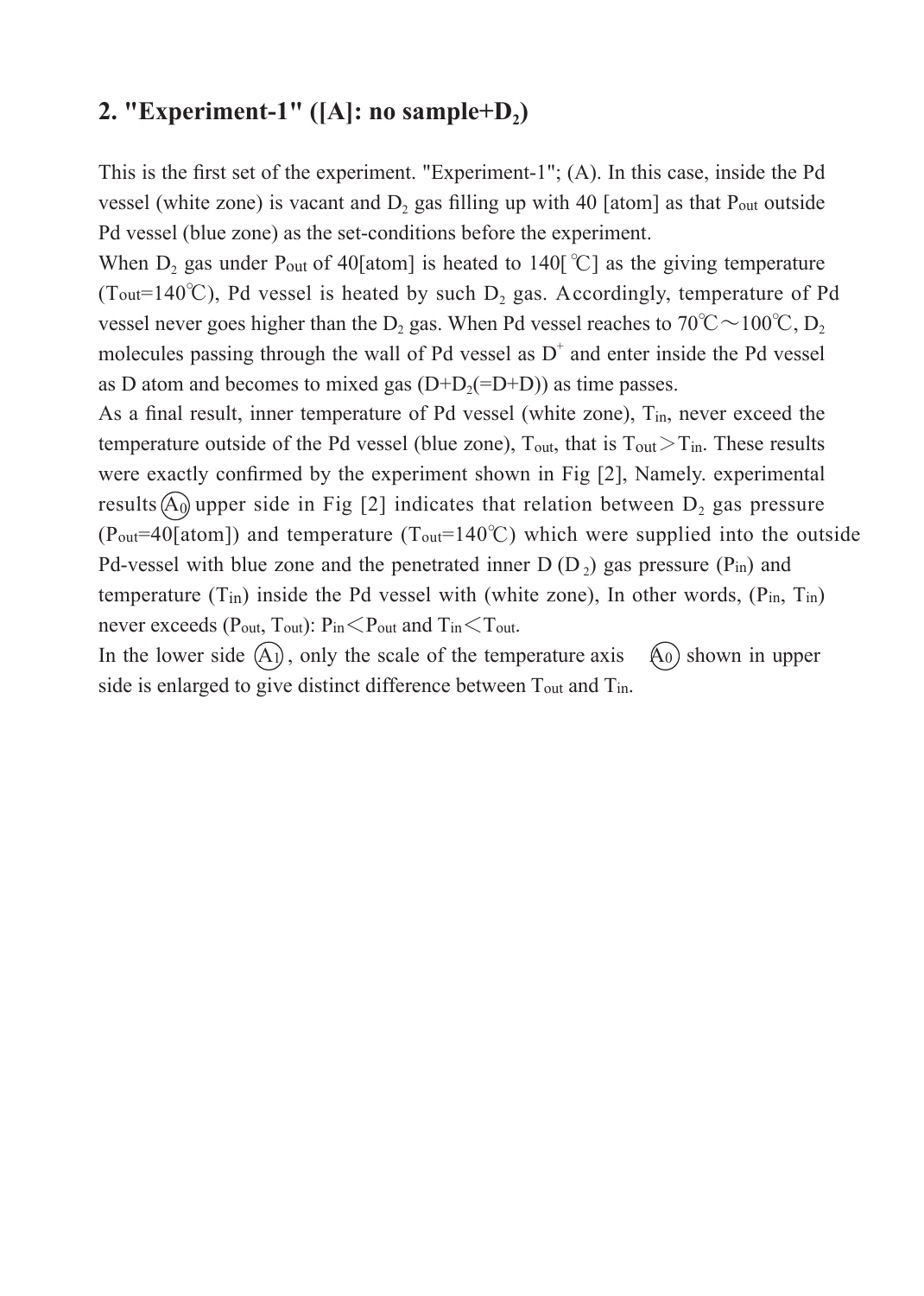## 2. "Experiment-1" ([A]: no sample+$D_2$)

This is the first set of the experiment. "Experiment-1"; (A). In this case, inside the Pd vessel (white zone) is vacant and $D_2$ gas filling up with 40 [atom] as that $P_{out}$ outside Pd vessel (blue zone) as the set-conditions before the experiment.

When $D_2$ gas under $P_{out}$ of 40[atom] is heated to 140[℃] as the giving temperature ($T_{out}$=140℃), Pd vessel is heated by such $D_2$ gas. Accordingly, temperature of Pd vessel never goes higher than the $D_2$ gas. When Pd vessel reaches to 70℃～100℃, $D_2$ molecules passing through the wall of Pd vessel as $D^+$ and enter inside the Pd vessel as D atom and becomes to mixed gas (D+$D_2$(=D+D)) as time passes.

As a final result, inner temperature of Pd vessel (white zone), $T_{in}$, never exceed the temperature outside of the Pd vessel (blue zone), $T_{out}$, that is $T_{out} > T_{in}$. These results were exactly confirmed by the experiment shown in Fig [2], Namely. experimental results Ⓐ0 upper side in Fig [2] indicates that relation between $D_2$ gas pressure ($P_{out}$=40[atom]) and temperature ($T_{out}$=140℃) which were supplied into the outside Pd-vessel with blue zone and the penetrated inner D ($D_2$) gas pressure ($P_{in}$) and temperature ($T_{in}$) inside the Pd vessel with (white zone), In other words, ($P_{in}$, $T_{in}$) never exceeds ($P_{out}$, $T_{out}$): $P_{in} < P_{out}$ and $T_{in} < T_{out}$.

In the lower side Ⓐ1, only the scale of the temperature axis Ⓐ0 shown in upper side is enlarged to give distinct difference between $T_{out}$ and $T_{in}$.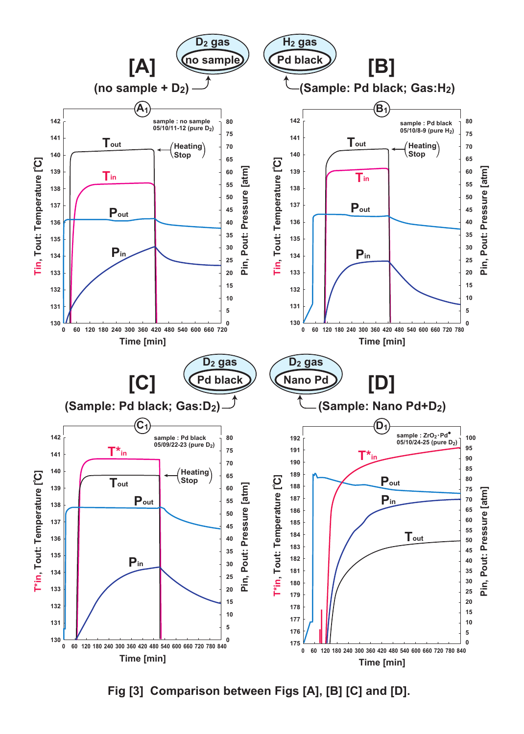Fig [3] Comparison between Figs [A], [B] [C] and [D].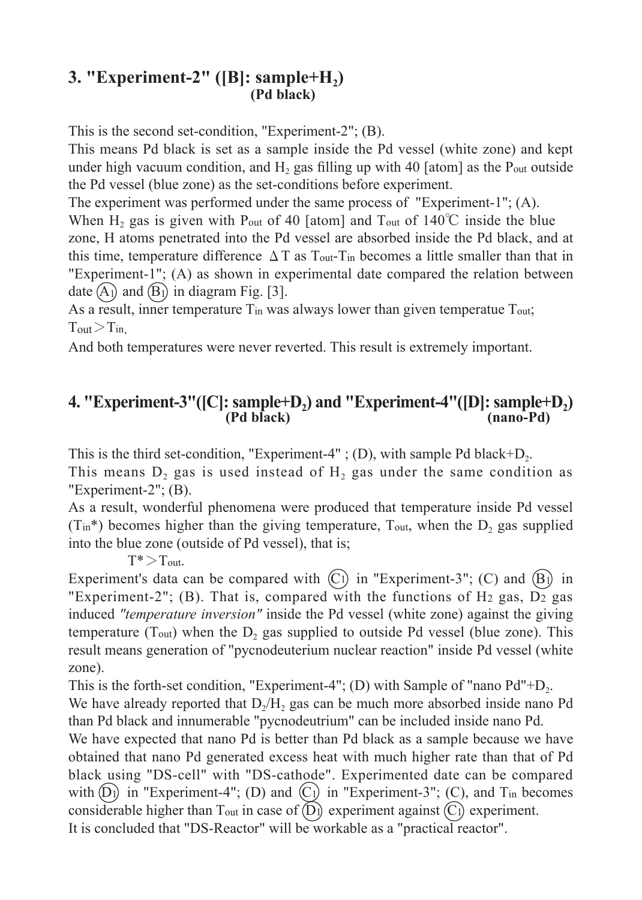## 3. "Experiment-2" ([B]: sample+$H_2$) (Pd black)

This is the second set-condition, "Experiment-2"; (B).

This means Pd black is set as a sample inside the Pd vessel (white zone) and kept under high vacuum condition, and $H_2$ gas filling up with 40 [atom] as the $P_{out}$ outside the Pd vessel (blue zone) as the set-conditions before experiment.

The experiment was performed under the same process of "Experiment-1"; (A).

When $H_2$ gas is given with $P_{out}$ of 40 [atom] and $T_{out}$ of 140℃ inside the blue zone, H atoms penetrated into the Pd vessel are absorbed inside the Pd black, and at this time, temperature difference $\Delta T$ as $T_{out}$-$T_{in}$ becomes a little smaller than that in "Experiment-1"; (A) as shown in experimental date compared the relation between date (A1) and (B1) in diagram Fig. [3].

As a result, inner temperature $T_{in}$ was always lower than given temperatue $T_{out}$; $T_{out} > T_{in}$.

And both temperatures were never reverted. This result is extremely important.

## 4. "Experiment-3"([C]: sample+$D_2$) and "Experiment-4"([D]: sample+$D_2$) (Pd black) (nano-Pd)

This is the third set-condition, "Experiment-4" ; (D), with sample Pd black+$D_2$.

This means $D_2$ gas is used instead of $H_2$ gas under the same condition as "Experiment-2"; (B).

As a result, wonderful phenomena were produced that temperature inside Pd vessel ($T_{in}$*) becomes higher than the giving temperature, $T_{out}$, when the $D_2$ gas supplied into the blue zone (outside of Pd vessel), that is;

$T^* > T_{out}$.

Experiment's data can be compared with (C1) in "Experiment-3"; (C) and (B1) in "Experiment-2"; (B). That is, compared with the functions of $H_2$ gas, $D_2$ gas induced *"temperature inversion"* inside the Pd vessel (white zone) against the giving temperature ($T_{out}$) when the $D_2$ gas supplied to outside Pd vessel (blue zone). This result means generation of "pycnodeuterium nuclear reaction" inside Pd vessel (white zone).

This is the forth-set condition, "Experiment-4"; (D) with Sample of "nano Pd"+$D_2$.

We have already reported that $D_2$/$H_2$ gas can be much more absorbed inside nano Pd than Pd black and innumerable "pycnodeutrium" can be included inside nano Pd.

We have expected that nano Pd is better than Pd black as a sample because we have obtained that nano Pd generated excess heat with much higher rate than that of Pd black using "DS-cell" with "DS-cathode". Experimented date can be compared with (D1) in "Experiment-4"; (D) and (C1) in "Experiment-3"; (C), and $T_{in}$ becomes considerable higher than $T_{out}$ in case of (D1) experiment against (C1) experiment.

It is concluded that "DS-Reactor" will be workable as a "practical reactor".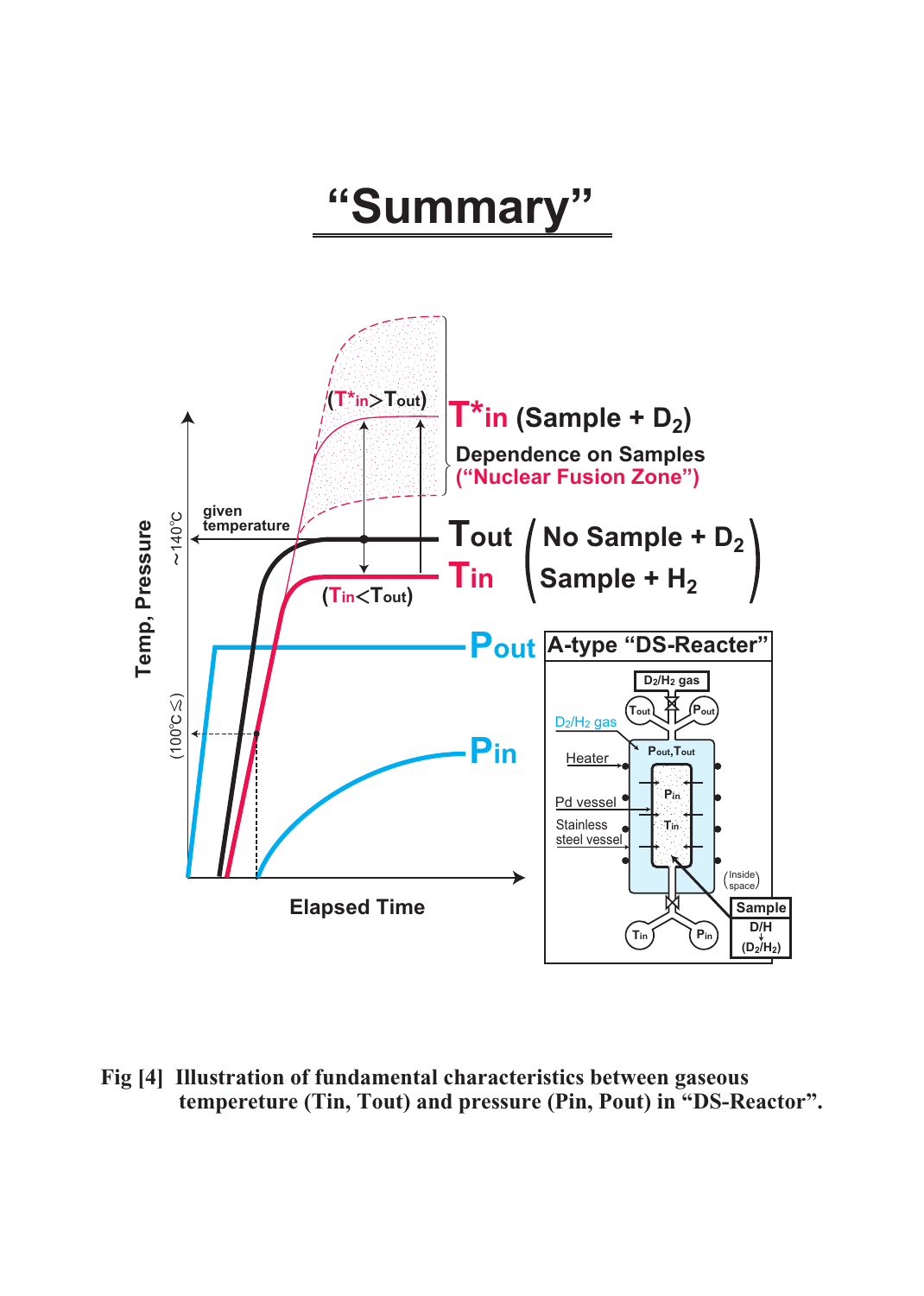# "Summary"

$T^*_{in}$ (Sample + $D_2$)

Dependence on Samples
("Nuclear Fusion Zone")

($T^*_{in} > T_{out}$)

given temperature

~140°C

$T_{out}$ — No Sample + $D_2$

$T_{in}$ — Sample + $H_2$

($T_{in} < T_{out}$)

$P_{out}$

$P_{in}$

(100°C≤)

Temp, Pressure

Elapsed Time

A-type "DS-Reactor"

$D_2/H_2$ gas

$T_{out}$ $P_{out}$

$D_2/H_2$ gas

$P_{out}, T_{out}$

Heater

Pd vessel

$P_{in}$

$T_{in}$

Stainless steel vessel

(Inside space)

Sample
D/H
($D_2/H_2$)

$T_{in}$ $P_{in}$

**Fig [4] Illustration of fundamental characteristics between gaseous tempereture (Tin, Tout) and pressure (Pin, Pout) in "DS-Reactor".**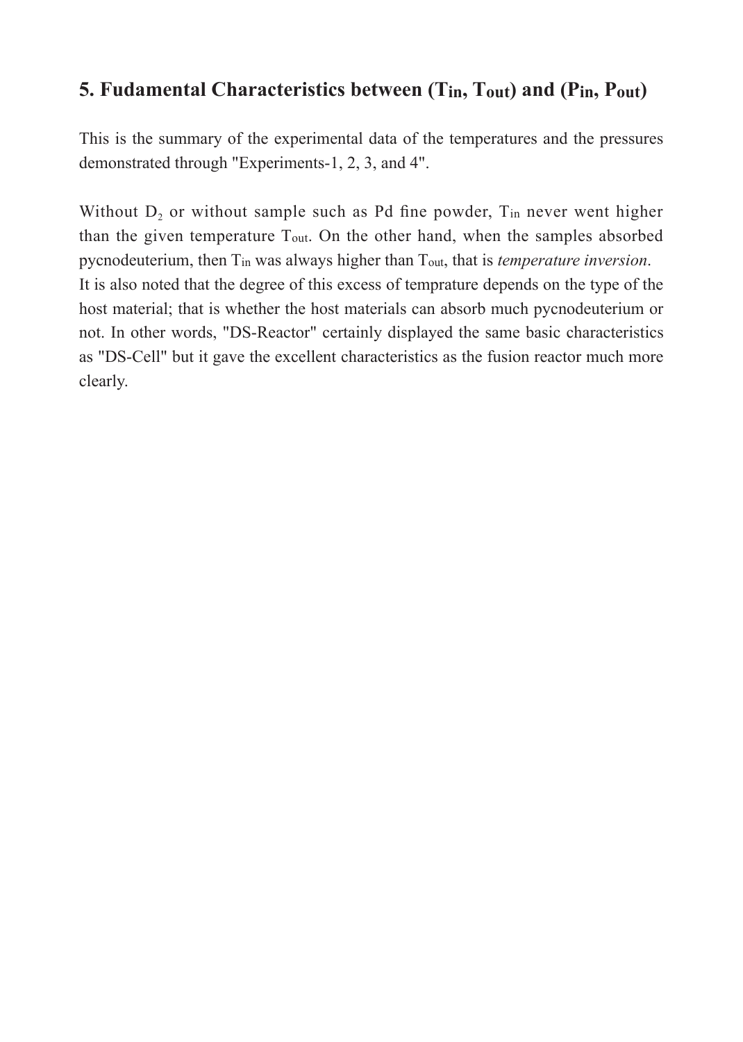## 5. Fudamental Characteristics between ($T_{in}$, $T_{out}$) and ($P_{in}$, $P_{out}$)

This is the summary of the experimental data of the temperatures and the pressures demonstrated through "Experiments-1, 2, 3, and 4".

Without $D_2$ or without sample such as Pd fine powder, $T_{in}$ never went higher than the given temperature $T_{out}$. On the other hand, when the samples absorbed pycnodeuterium, then $T_{in}$ was always higher than $T_{out}$, that is *temperature inversion*.
It is also noted that the degree of this excess of temprature depends on the type of the host material; that is whether the host materials can absorb much pycnodeuterium or not. In other words, "DS-Reactor" certainly displayed the same basic characteristics as "DS-Cell" but it gave the excellent characteristics as the fusion reactor much more clearly.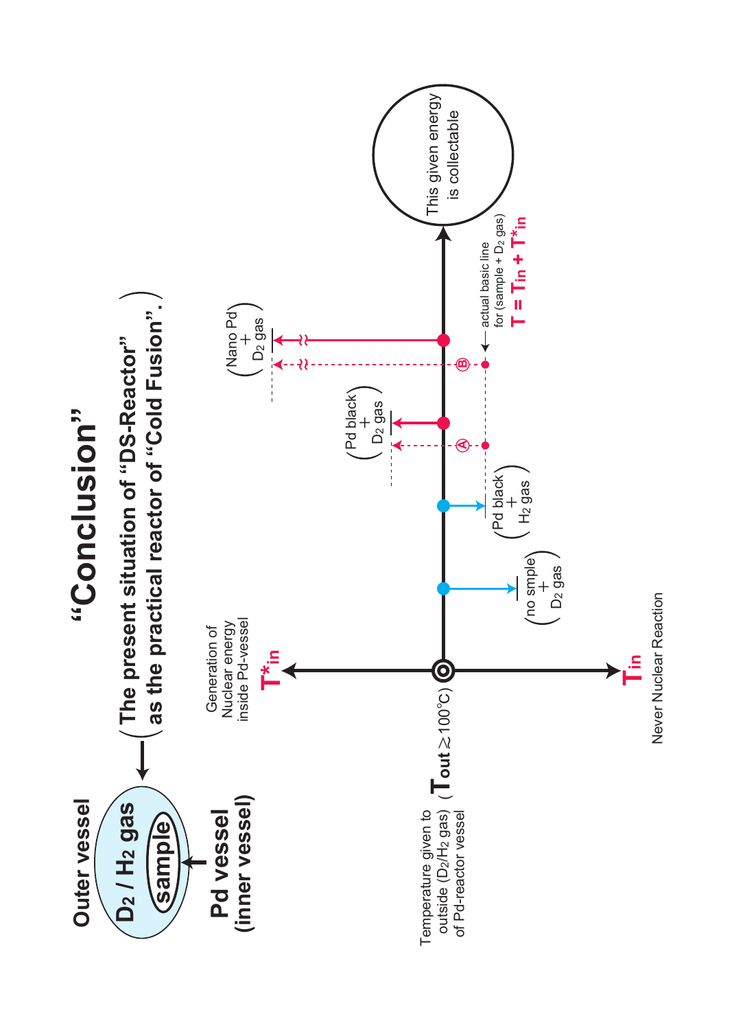# "Conclusion"

(The present situation of "DS-Reactor" as the practical reactor of "Cold Fusion".)

Outer vessel

$D_2$ / $H_2$ gas

sample

Pd vessel (inner vessel)

Generation of Nuclear energy inside Pd-vessel

$T^*_{in}$

Temperature given to outside ($D_2$/$H_2$ gas) of Pd-reactor vessel

$T_{out}$ ($\gtrsim 100°C$)

$T_{in}$

Never Nuclear Reaction

(no smple + $D_2$ gas)

(Pd black + $H_2$ gas)

(Pd black + $D_2$ gas)

(Nano Pd + $D_2$ gas)

Ⓐ

Ⓑ

actual basic line for (sample + $D_2$ gas)

$T = T_{in} + T^*_{in}$

This given energy is collectable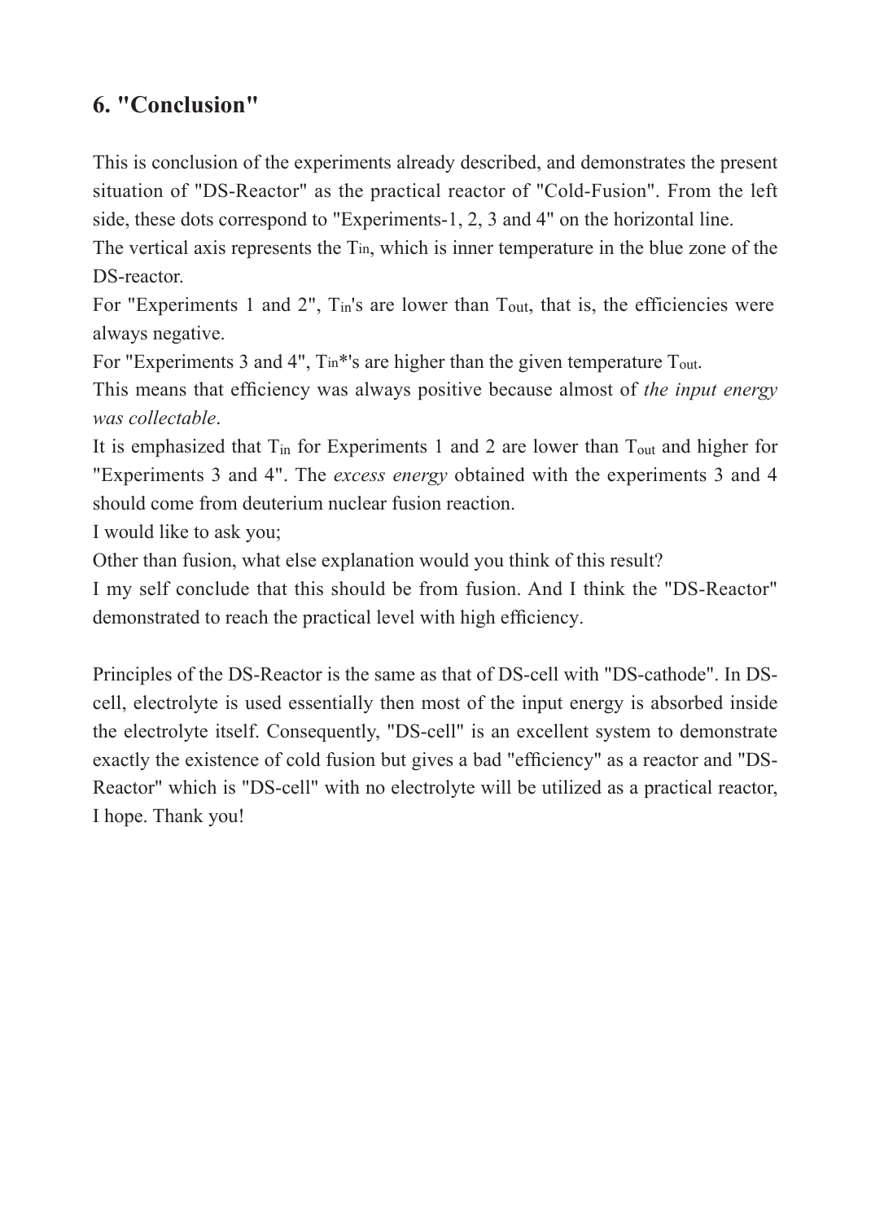## 6. "Conclusion"

This is conclusion of the experiments already described, and demonstrates the present situation of "DS-Reactor" as the practical reactor of "Cold-Fusion". From the left side, these dots correspond to "Experiments-1, 2, 3 and 4" on the horizontal line.

The vertical axis represents the $T_{in}$, which is inner temperature in the blue zone of the DS-reactor.

For "Experiments 1 and 2", $T_{in}$'s are lower than $T_{out}$, that is, the efficiencies were always negative.

For "Experiments 3 and 4", $T_{in}$*'s are higher than the given temperature $T_{out}$.

This means that efficiency was always positive because almost of *the input energy was collectable*.

It is emphasized that $T_{in}$ for Experiments 1 and 2 are lower than $T_{out}$ and higher for "Experiments 3 and 4". The *excess energy* obtained with the experiments 3 and 4 should come from deuterium nuclear fusion reaction.

I would like to ask you;

Other than fusion, what else explanation would you think of this result?

I my self conclude that this should be from fusion. And I think the "DS-Reactor" demonstrated to reach the practical level with high efficiency.

Principles of the DS-Reactor is the same as that of DS-cell with "DS-cathode". In DS-cell, electrolyte is used essentially then most of the input energy is absorbed inside the electrolyte itself. Consequently, "DS-cell" is an excellent system to demonstrate exactly the existence of cold fusion but gives a bad "efficiency" as a reactor and "DS-Reactor" which is "DS-cell" with no electrolyte will be utilized as a practical reactor, I hope. Thank you!